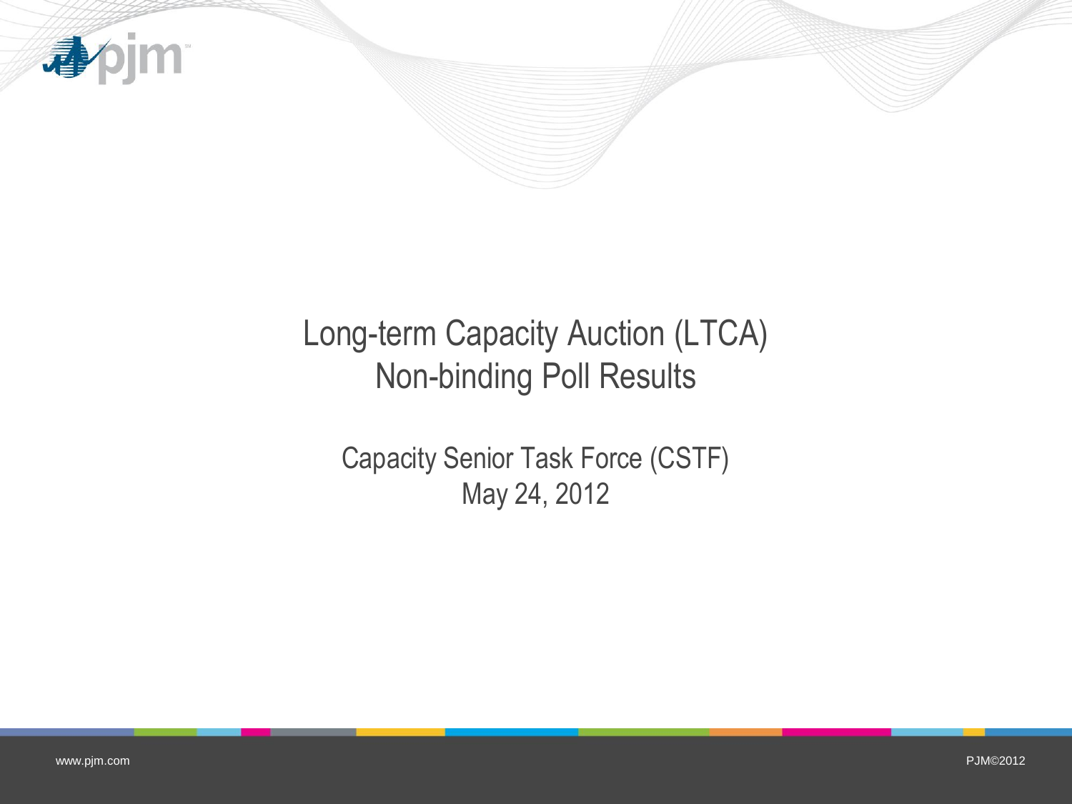# Long-term Capacity Auction (LTCA)
# Non-binding Poll Results

Capacity Senior Task Force (CSTF)

May 24, 2012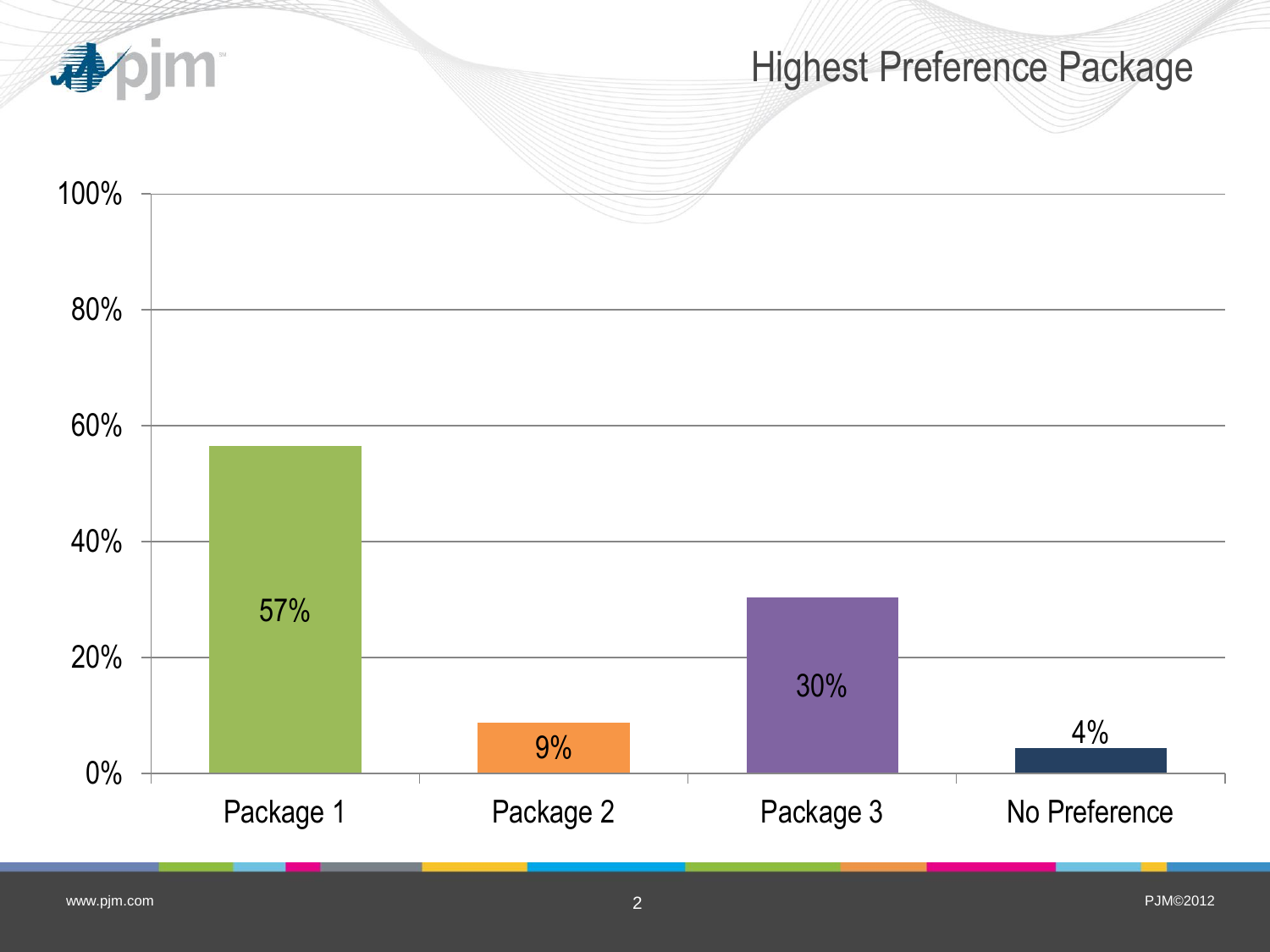# Highest Preference Package

| Package | Percentage |
|---|---|
| Package 1 | 57% |
| Package 2 | 9% |
| Package 3 | 30% |
| No Preference | 4% |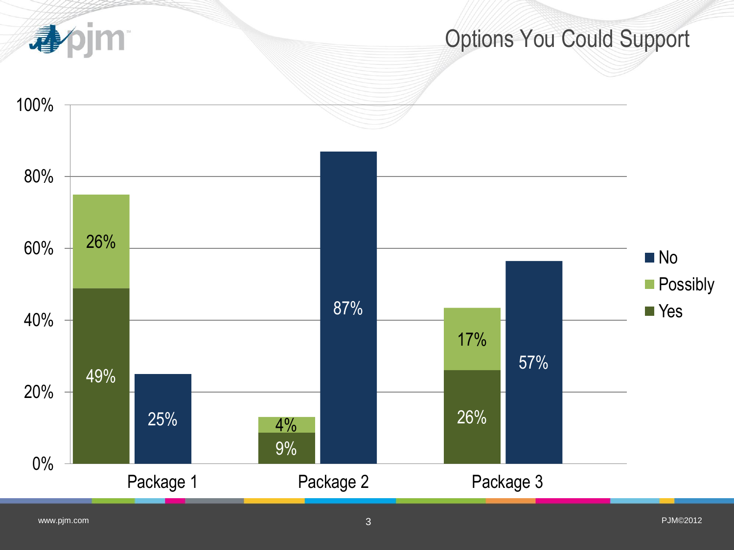# Options You Could Support

| | Yes | Possibly | No |
|---|---|---|---|
| Package 1 | 49% | 26% | 25% |
| Package 2 | 9% | 4% | 87% |
| Package 3 | 26% | 17% | 57% |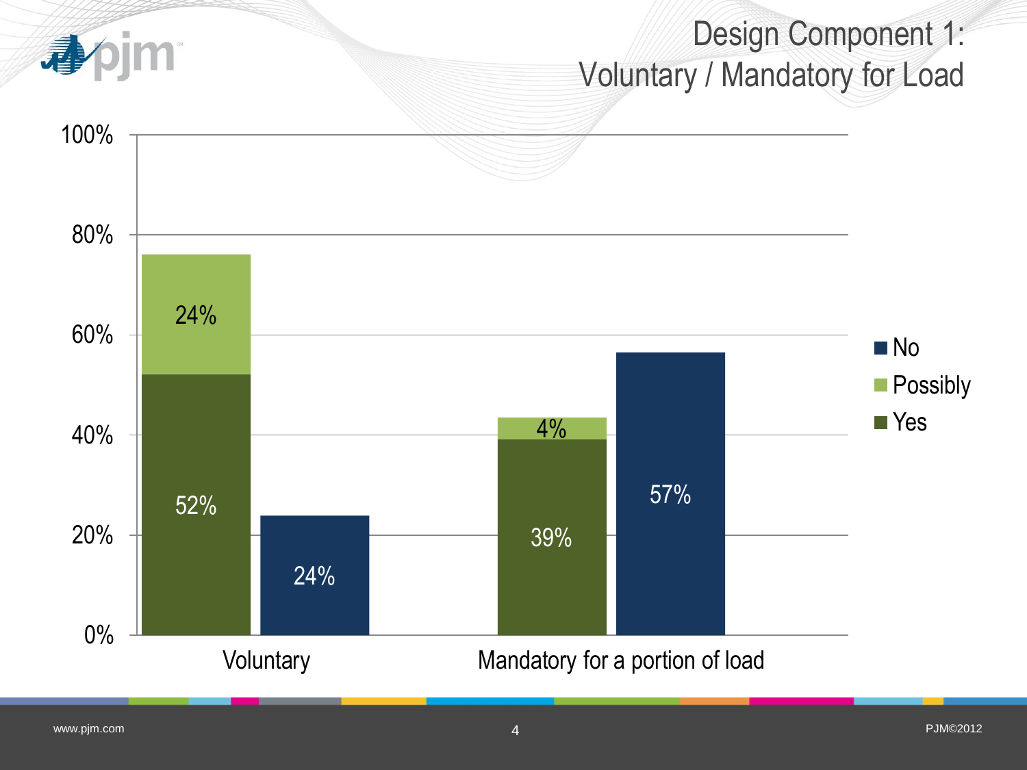# Design Component 1: Voluntary / Mandatory for Load

| | Yes | Possibly | No |
|---|---|---|---|
| Voluntary | 52% | 24% | 24% |
| Mandatory for a portion of load | 39% | 4% | 57% |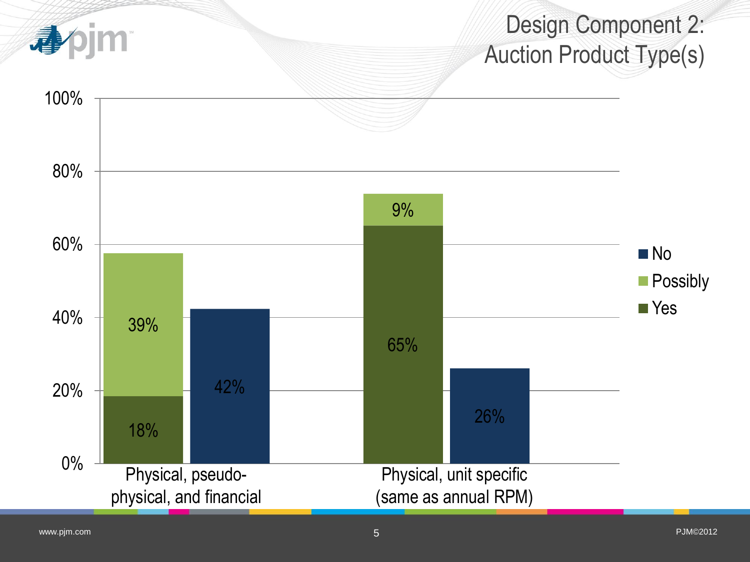# Design Component 2: Auction Product Type(s)

| | Yes | Possibly | No |
|---|---|---|---|
| Physical, pseudo-physical, and financial | 18% | 39% | 42% |
| Physical, unit specific (same as annual RPM) | 65% | 9% | 26% |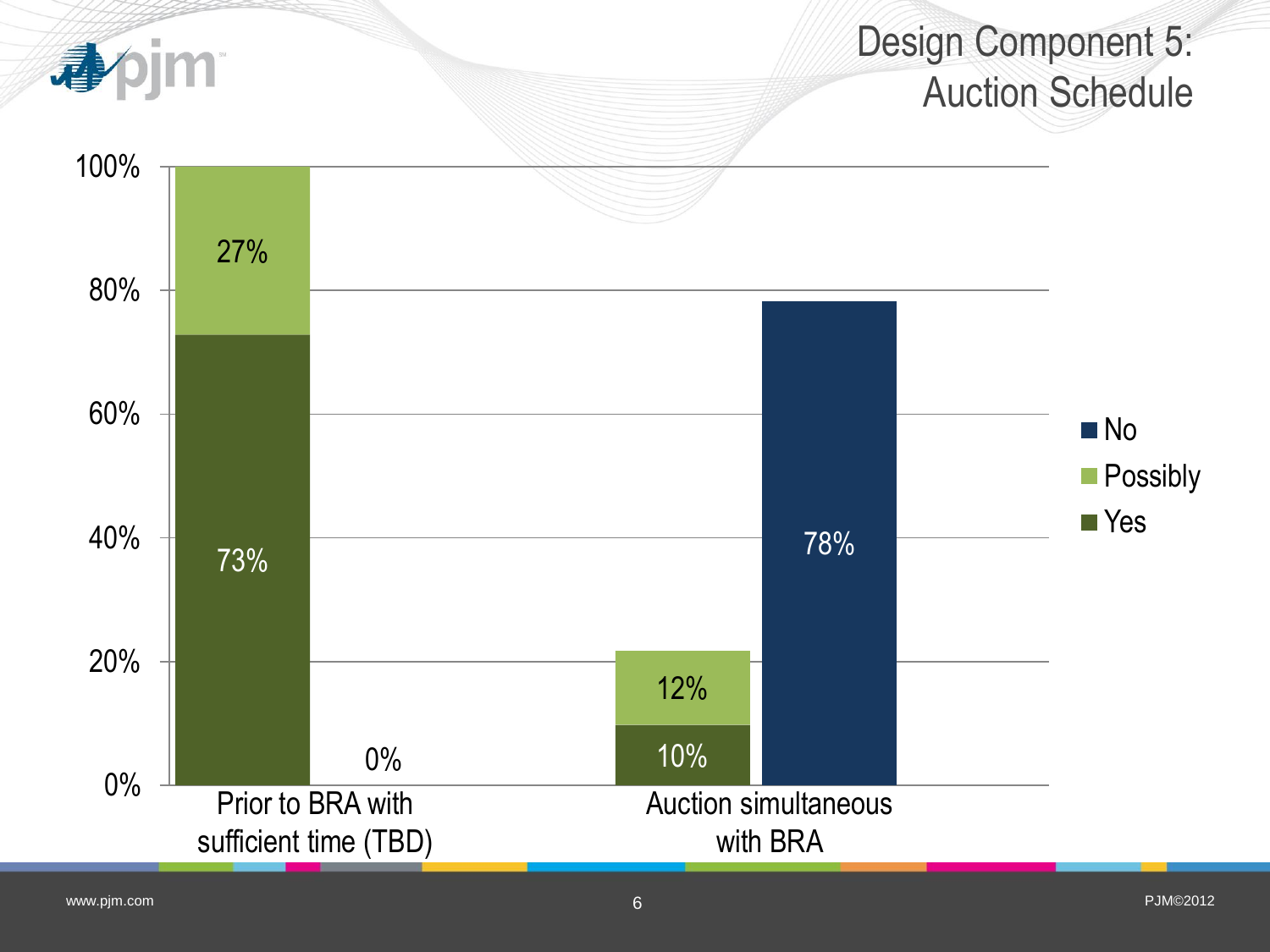# Design Component 5: Auction Schedule

| | Yes | Possibly | No |
|---|---|---|---|
| Prior to BRA with sufficient time (TBD) | 73% | 27% | 0% |
| Auction simultaneous with BRA | 10% | 12% | 78% |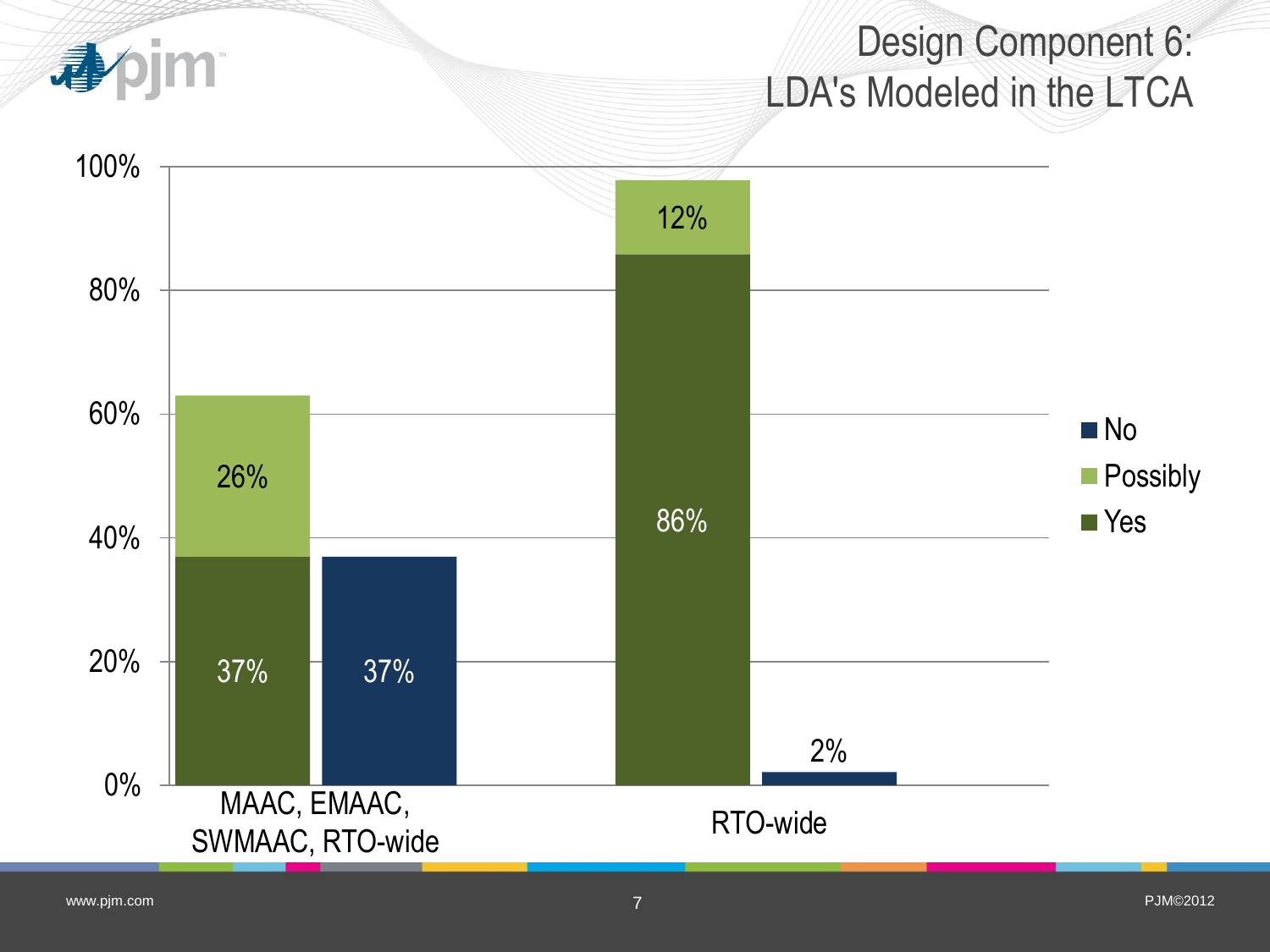# Design Component 6: LDA's Modeled in the LTCA

| | Yes | Possibly | No |
|---|---|---|---|
| MAAC, EMAAC, SWMAAC, RTO-wide | 37% | 26% | 37% |
| RTO-wide | 86% | 12% | 2% |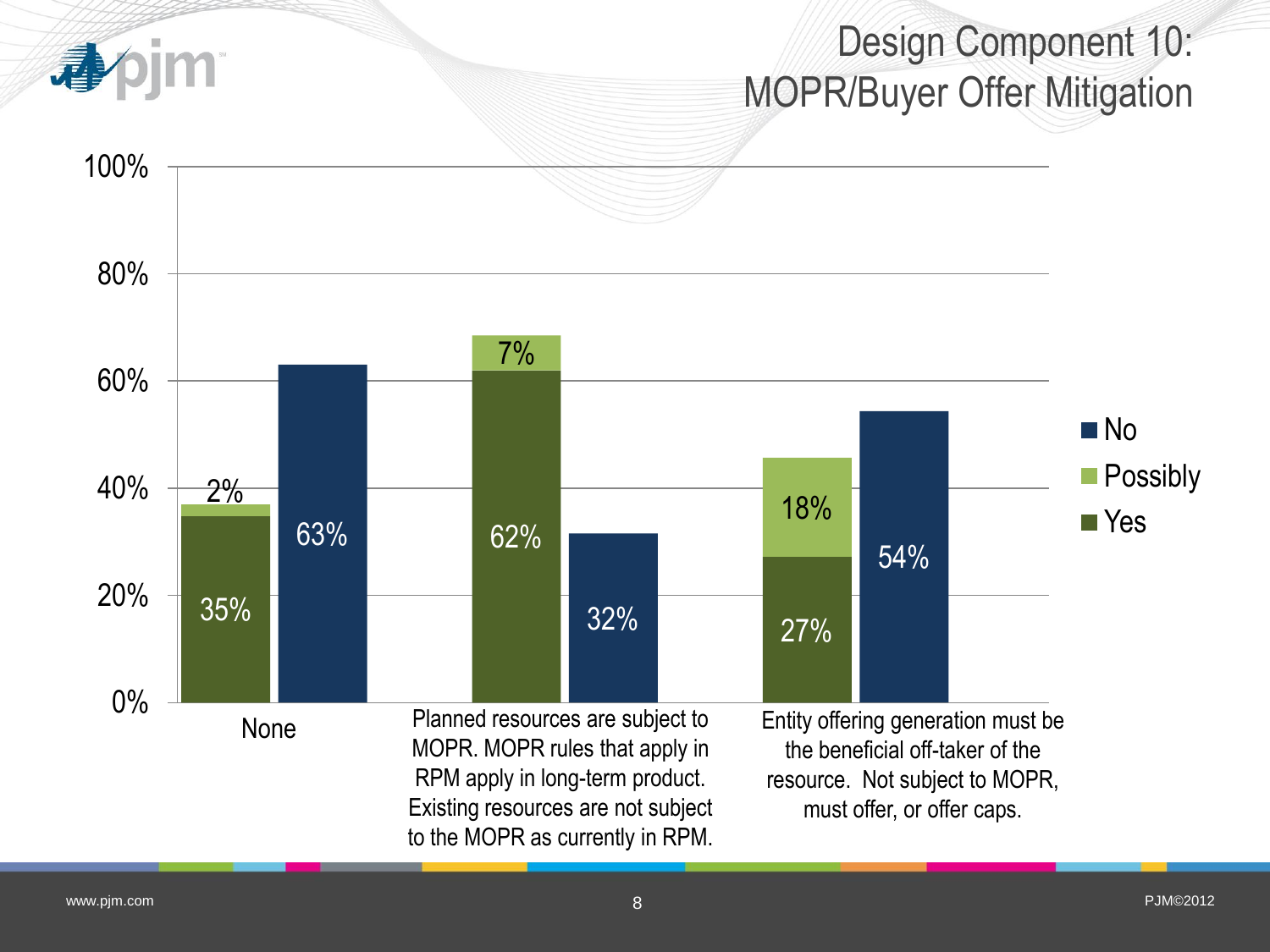# Design Component 10: MOPR/Buyer Offer Mitigation

| Option | Yes | Possibly | No |
|---|---|---|---|
| None | 35% | 2% | 63% |
| Planned resources are subject to MOPR. MOPR rules that apply in RPM apply in long-term product. Existing resources are not subject to the MOPR as currently in RPM. | 62% | 7% | 32% |
| Entity offering generation must be the beneficial off-taker of the resource. Not subject to MOPR, must offer, or offer caps. | 27% | 18% | 54% |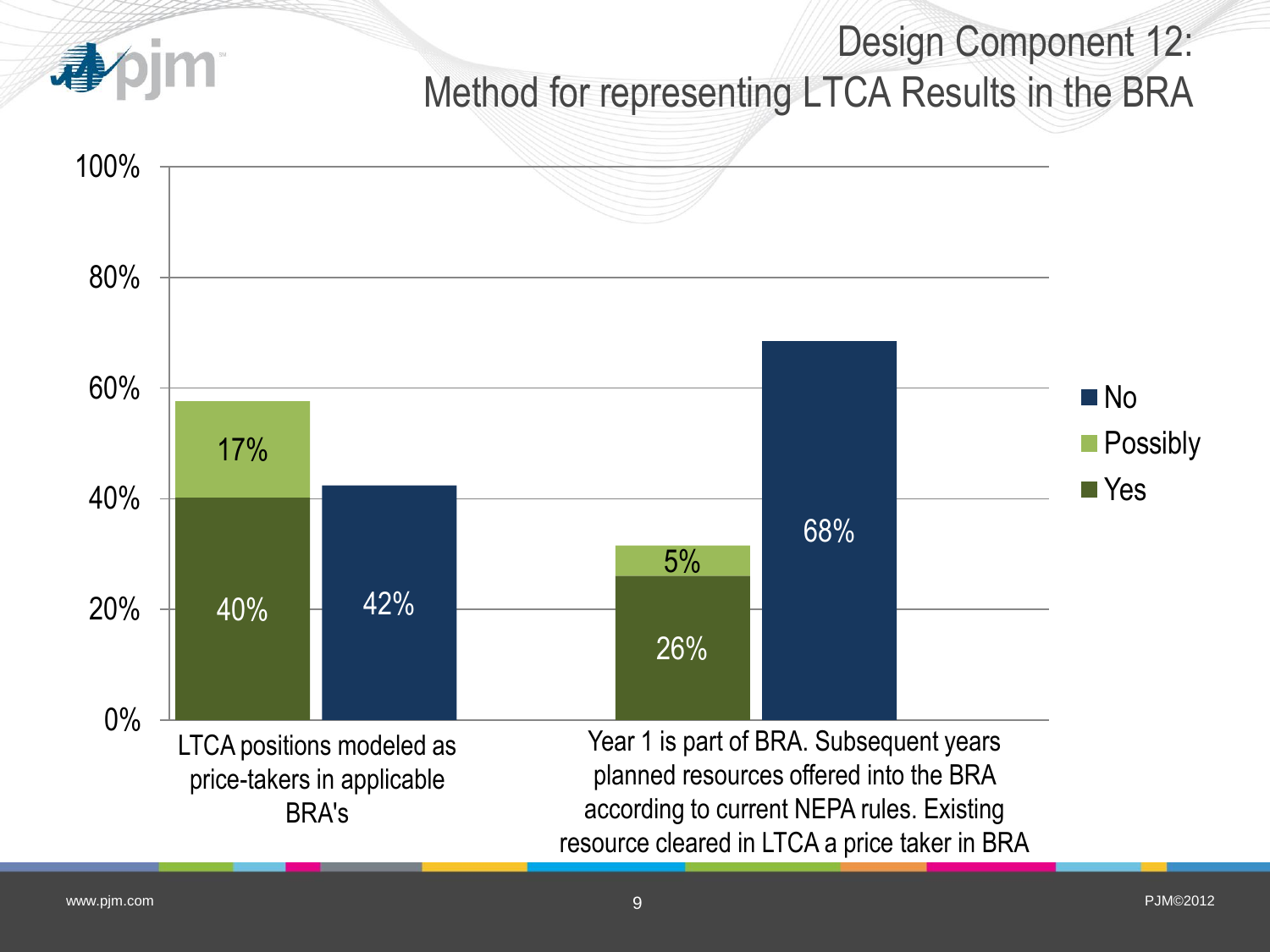# Design Component 12: Method for representing LTCA Results in the BRA

| | Yes | Possibly | No |
|---|---|---|---|
| LTCA positions modeled as price-takers in applicable BRA's | 40% | 17% | 42% |
| Year 1 is part of BRA. Subsequent years planned resources offered into the BRA according to current NEPA rules. Existing resource cleared in LTCA a price taker in BRA | 26% | 5% | 68% |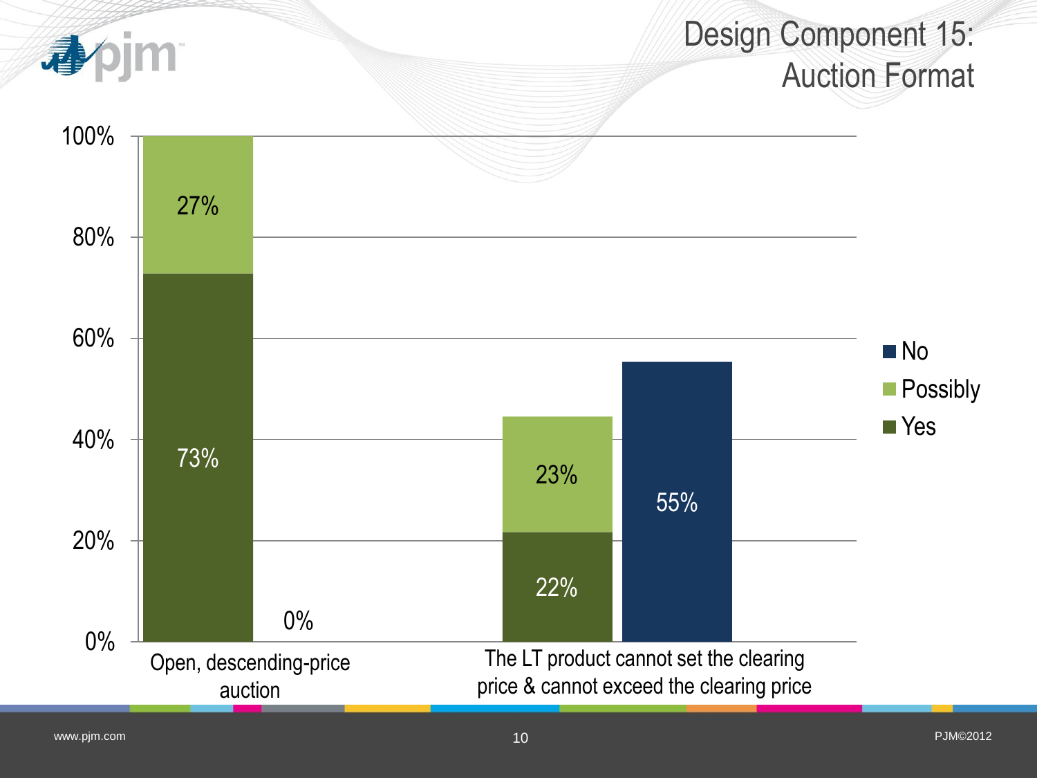# Design Component 15: Auction Format

| | Yes | Possibly | No |
|---|---|---|---|
| Open, descending-price auction | 73% | 27% | 0% |
| The LT product cannot set the clearing price & cannot exceed the clearing price | 22% | 23% | 55% |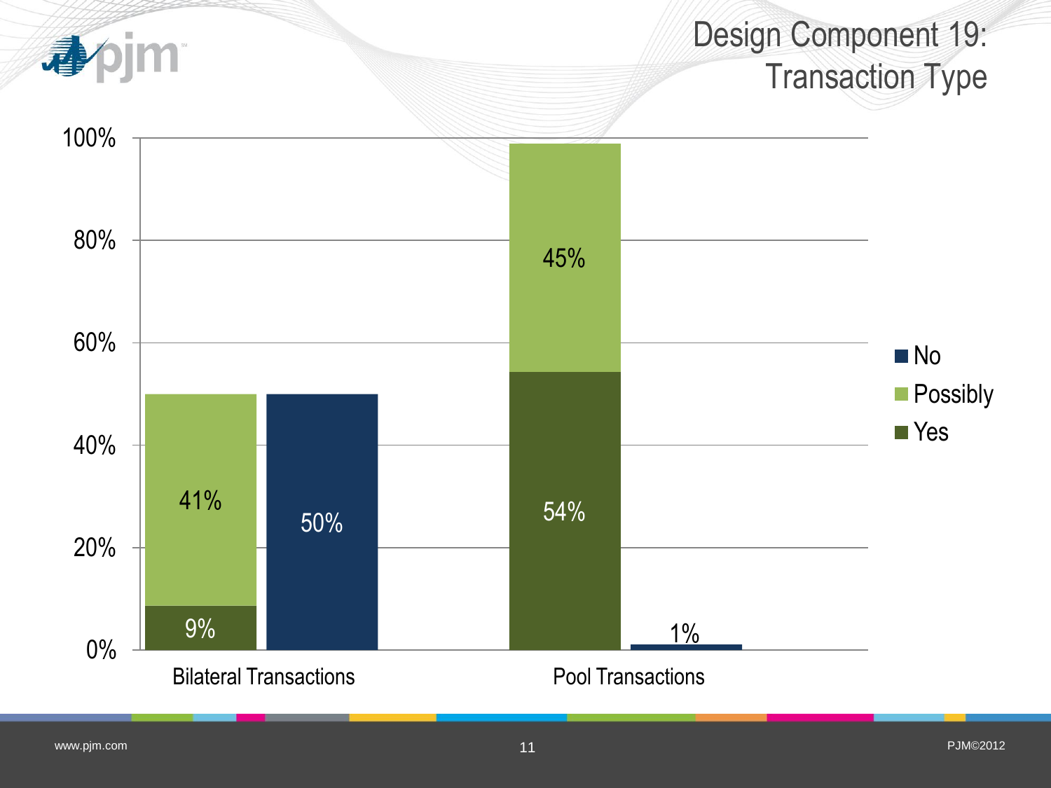# Design Component 19: Transaction Type

100%
80%
60%
40%
20%
0%

41%
9%
50%
45%
54%
1%

Bilateral Transactions
Pool Transactions

No
Possibly
Yes